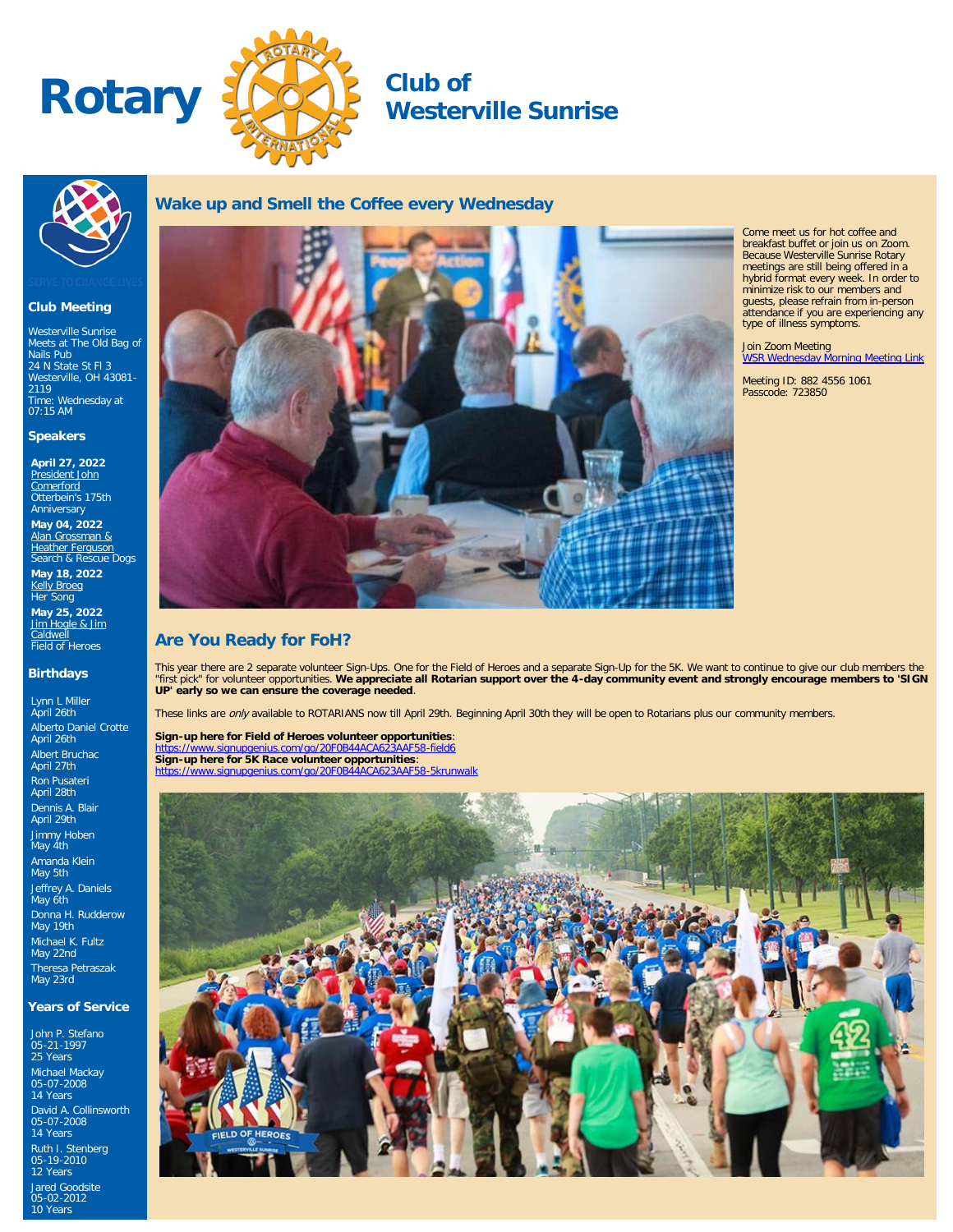# Rotary Club of Westerville Sunrise

SERVE TO CHANGE LIVES

### Club Meeting

Westerville Sunrise
Meets at The Old Bag of Nails Pub
24 N State St Fl 3
Westerville, OH 43081-2119
Time: Wednesday at 07:15 AM

### Speakers

**April 27, 2022**
President John Comerford
Otterbein's 175th Anniversary

**May 04, 2022**
Alan Grossman & Heather Ferguson
Search & Rescue Dogs

**May 18, 2022**
Kelly Broeg
Her Song

**May 25, 2022**
Jim Hogle & Jim Caldwell
Field of Heroes

### Birthdays

Lynn L Miller
April 26th

Alberto Daniel Crotte
April 26th

Albert Bruchac
April 27th

Ron Pusateri
April 28th

Dennis A. Blair
April 29th

Jimmy Hoben
May 4th

Amanda Klein
May 5th

Jeffrey A. Daniels
May 6th

Donna H. Rudderow
May 19th

Michael K. Fultz
May 22nd

Theresa Petraszak
May 23rd

### Years of Service

John P. Stefano
05-21-1997
25 Years

Michael Mackay
05-07-2008
14 Years

David A. Collinsworth
05-07-2008
14 Years

Ruth I. Stenberg
05-19-2010
12 Years

Jared Goodsite
05-02-2012
10 Years

## Wake up and Smell the Coffee every Wednesday

Come meet us for hot coffee and breakfast buffet or join us on Zoom. Because Westerville Sunrise Rotary meetings are still being offered in a hybrid format every week. In order to minimize risk to our members and guests, please refrain from in-person attendance if you are experiencing any type of illness symptoms.

Join Zoom Meeting
WSR Wednesday Morning Meeting Link

Meeting ID: 882 4556 1061
Passcode: 723850

## Are You Ready for FoH?

This year there are 2 separate volunteer Sign-Ups. One for the Field of Heroes and a separate Sign-Up for the 5K. We want to continue to give our club members the "first pick" for volunteer opportunities. **We appreciate all Rotarian support over the 4-day community event and strongly encourage members to 'SIGN UP' early so we can ensure the coverage needed**.

These links are *only* available to ROTARIANS now till April 29th. Beginning April 30th they will be open to Rotarians plus our community members.

**Sign-up here for Field of Heroes volunteer opportunities**:
https://www.signupgenius.com/go/20F0B44ACA623AAF58-field6
**Sign-up here for 5K Race volunteer opportunities**:
https://www.signupgenius.com/go/20F0B44ACA623AAF58-5krunwalk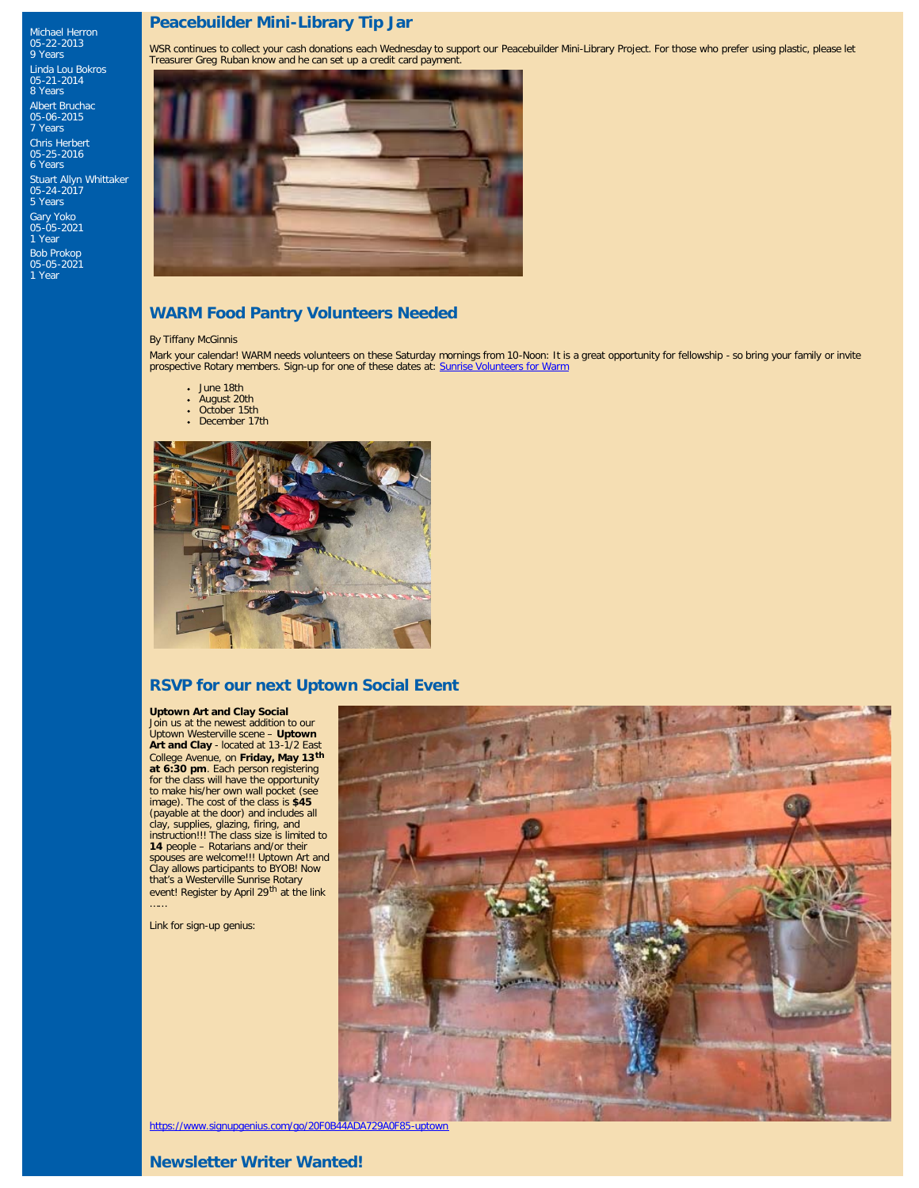Michael Herron
05-22-2013
9 Years

Linda Lou Bokros
05-21-2014
8 Years

Albert Bruchac
05-06-2015
7 Years

Chris Herbert
05-25-2016
6 Years

Stuart Allyn Whittaker
05-24-2017
5 Years

Gary Yoko
05-05-2021
1 Year

Bob Prokop
05-05-2021
1 Year

## Peacebuilder Mini-Library Tip Jar

WSR continues to collect your cash donations each Wednesday to support our Peacebuilder Mini-Library Project. For those who prefer using plastic, please let Treasurer Greg Ruban know and he can set up a credit card payment.

## WARM Food Pantry Volunteers Needed

By Tiffany McGinnis

Mark your calendar! WARM needs volunteers on these Saturday mornings from 10-Noon: It is a great opportunity for fellowship - so bring your family or invite prospective Rotary members. Sign-up for one of these dates at: Sunrise Volunteers for Warm

- June 18th
- August 20th
- October 15th
- December 17th

## RSVP for our next Uptown Social Event

**Uptown Art and Clay Social**
Join us at the newest addition to our Uptown Westerville scene – **Uptown Art and Clay** - located at 13-1/2 East College Avenue, on **Friday, May 13th at 6:30 pm**. Each person registering for the class will have the opportunity to make his/her own wall pocket (see image). The cost of the class is **$45** (payable at the door) and includes all clay, supplies, glazing, firing, and instruction!!! The class size is limited to **14** people – Rotarians and/or their spouses are welcome!!! Uptown Art and Clay allows participants to BYOB! Now that's a Westerville Sunrise Rotary event! Register by April 29th at the link ……

Link for sign-up genius:

https://www.signupgenius.com/go/20F0B44ADA729A0F85-uptown

## Newsletter Writer Wanted!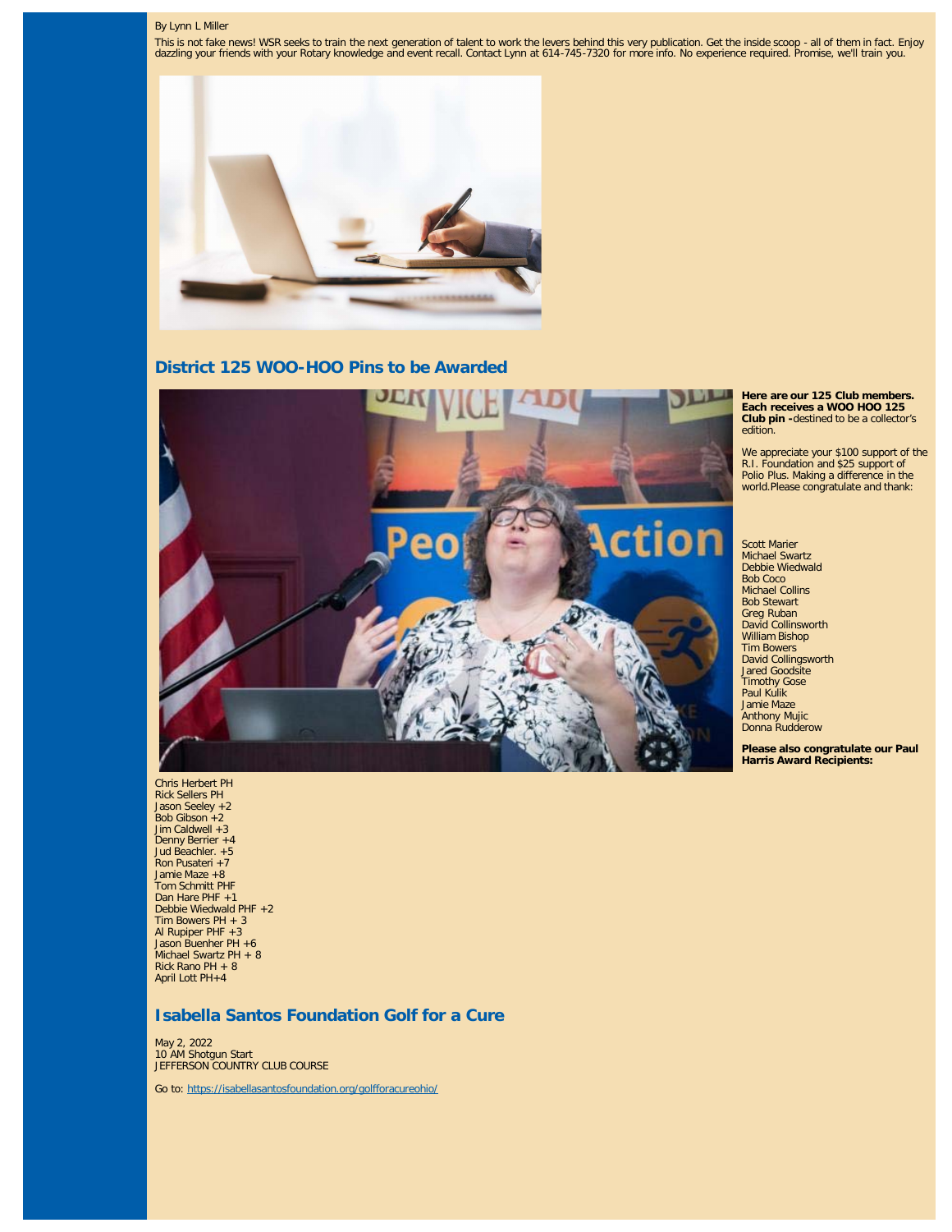By Lynn L Miller

This is not fake news! WSR seeks to train the next generation of talent to work the levers behind this very publication. Get the inside scoop - all of them in fact. Enjoy dazzling your friends with your Rotary knowledge and event recall. Contact Lynn at 614-745-7320 for more info. No experience required. Promise, we'll train you.

## District 125 WOO-HOO Pins to be Awarded

**Here are our 125 Club members. Each receives a WOO HOO 125 Club pin -**destined to be a collector's edition.

We appreciate your $100 support of the R.I. Foundation and $25 support of Polio Plus. Making a difference in the world.Please congratulate and thank:

Scott Marier
Michael Swartz
Debbie Wiedwald
Bob Coco
Michael Collins
Bob Stewart
Greg Ruban
David Collinsworth
William Bishop
Tim Bowers
David Collingsworth
Jared Goodsite
Timothy Gose
Paul Kulik
Jamie Maze
Anthony Mujic
Donna Rudderow

**Please also congratulate our Paul Harris Award Recipients:**

Chris Herbert PH
Rick Sellers PH
Jason Seeley +2
Bob Gibson +2
Jim Caldwell +3
Denny Berrier +4
Jud Beachler. +5
Ron Pusateri +7
Jamie Maze +8
Tom Schmitt PHF
Dan Hare PHF +1
Debbie Wiedwald PHF +2
Tim Bowers PH + 3
Al Rupiper PHF +3
Jason Buenher PH +6
Michael Swartz PH + 8
Rick Rano PH + 8
April Lott PH+4

## Isabella Santos Foundation Golf for a Cure

May 2, 2022
10 AM Shotgun Start
JEFFERSON COUNTRY CLUB COURSE

Go to: https://isabellasantosfoundation.org/golfforacureohio/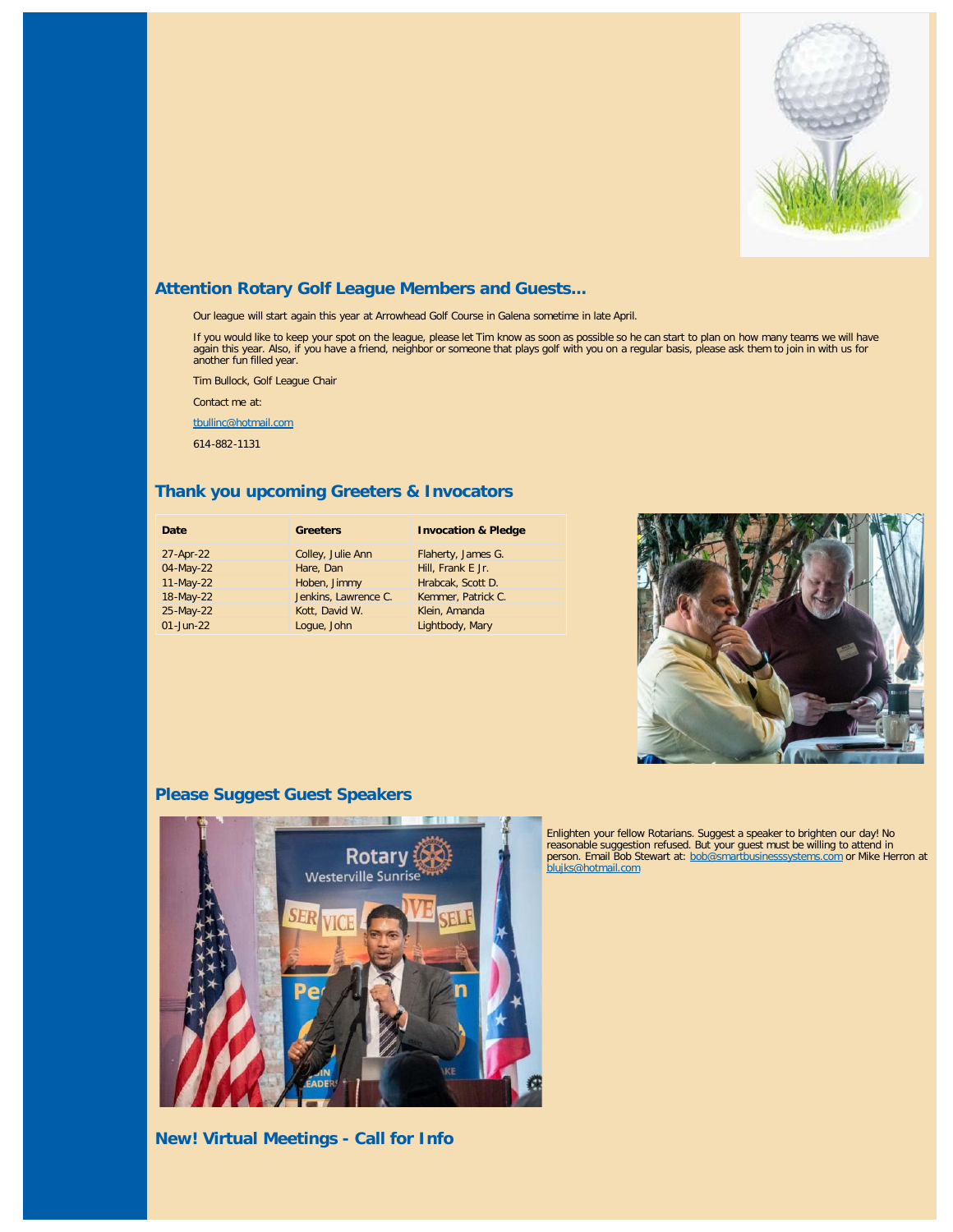## Attention Rotary Golf League Members and Guests...

Our league will start again this year at Arrowhead Golf Course in Galena sometime in late April.

If you would like to keep your spot on the league, please let Tim know as soon as possible so he can start to plan on how many teams we will have again this year. Also, if you have a friend, neighbor or someone that plays golf with you on a regular basis, please ask them to join in with us for another fun filled year.

Tim Bullock, Golf League Chair

Contact me at:

tbullinc@hotmail.com

614-882-1131

## Thank you upcoming Greeters & Invocators

| Date | Greeters | Invocation & Pledge |
|---|---|---|
| 27-Apr-22 | Colley, Julie Ann | Flaherty, James G. |
| 04-May-22 | Hare, Dan | Hill, Frank E Jr. |
| 11-May-22 | Hoben, Jimmy | Hrabcak, Scott D. |
| 18-May-22 | Jenkins, Lawrence C. | Kemmer, Patrick C. |
| 25-May-22 | Kott, David W. | Klein, Amanda |
| 01-Jun-22 | Logue, John | Lightbody, Mary |

## Please Suggest Guest Speakers

Enlighten your fellow Rotarians. Suggest a speaker to brighten our day! No reasonable suggestion refused. But your guest must be willing to attend in person. Email Bob Stewart at: bob@smartbusinesssystems.com or Mike Herron at blujks@hotmail.com

## New! Virtual Meetings - Call for Info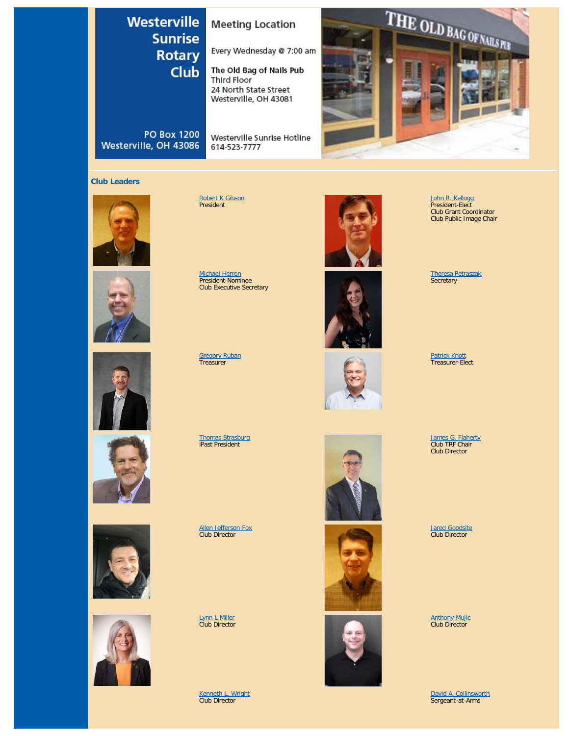# Westerville Sunrise Rotary Club

PO Box 1200
Westerville, OH 43086

## Meeting Location

Every Wednesday @ 7:00 am

**The Old Bag of Nails Pub**
Third Floor
24 North State Street
Westerville, OH 43081

Westerville Sunrise Hotline
614-523-7777

---

## Club Leaders

Robert K Gibson
President

John R. Kellogg
President-Elect
Club Grant Coordinator
Club Public Image Chair

Michael Herron
President-Nominee
Club Executive Secretary

Theresa Petraszak
Secretary

Gregory Ruban
Treasurer

Patrick Knott
Treasurer-Elect

Thomas Strasburg
iPast President

James G. Flaherty
Club TRF Chair
Club Director

Allen Jefferson Fox
Club Director

Jared Goodsite
Club Director

Lynn L Miller
Club Director

Anthony Mujic
Club Director

Kenneth L. Wright
Club Director

David A. Collinsworth
Sergeant-at-Arms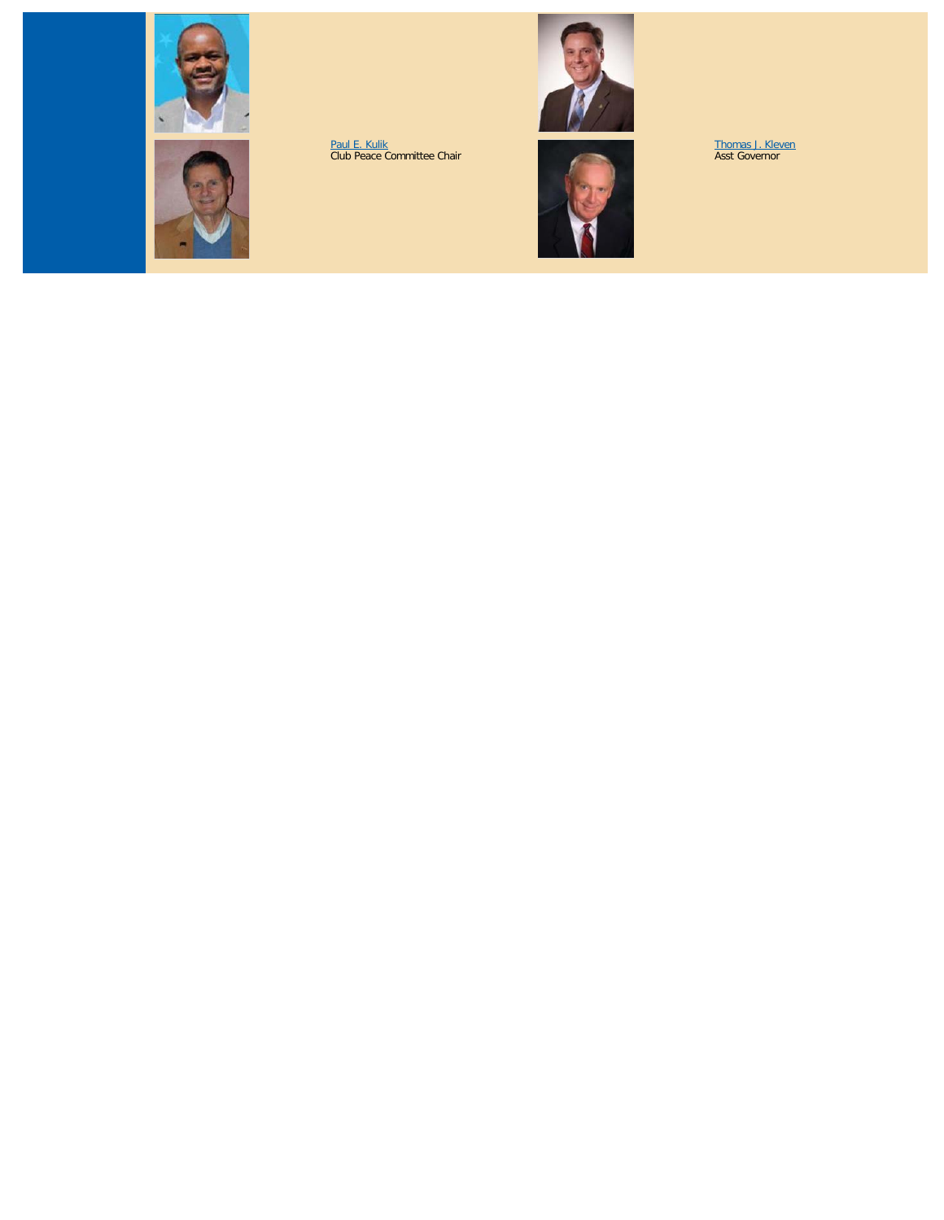[Paul E. Kulik](#)
Club Peace Committee Chair

[Thomas J. Kleven](#)
Asst Governor